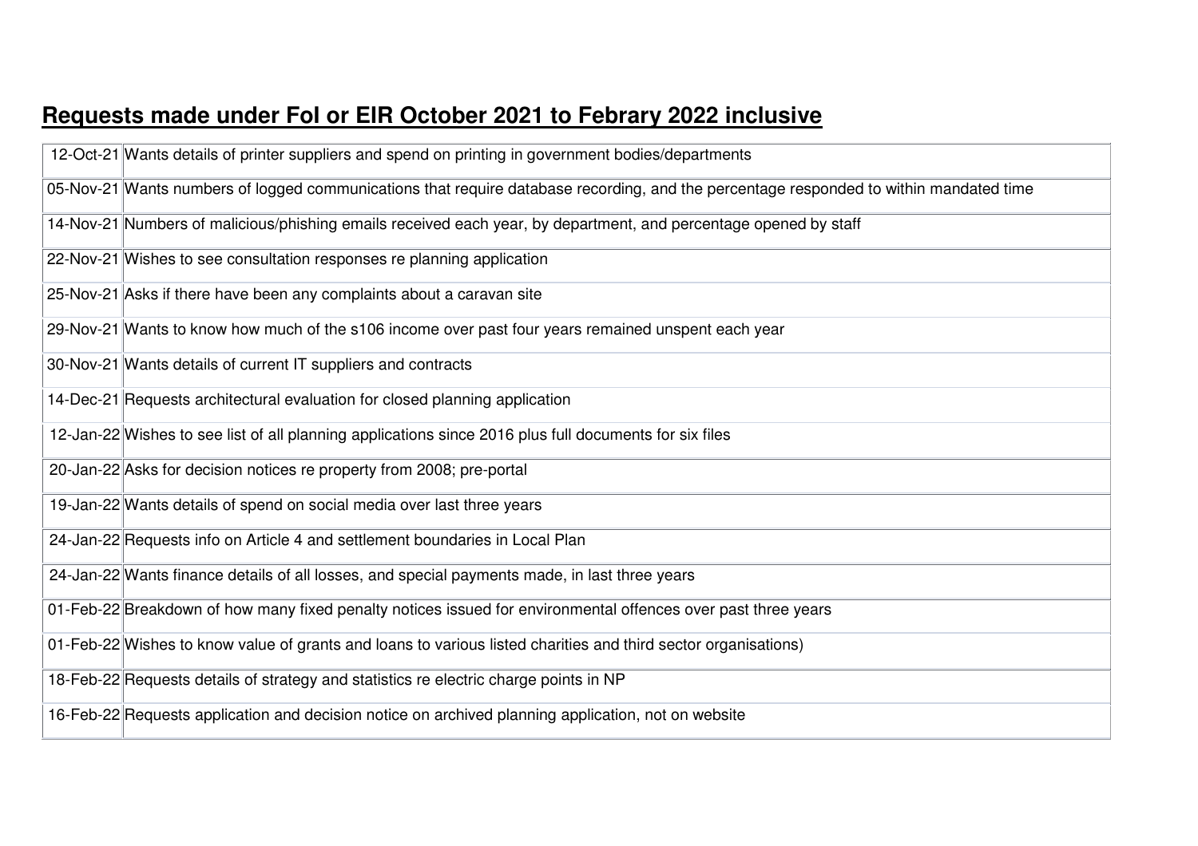## **Requests made under FoI or EIR October 2021 to Febrary 2022 inclusive**

| | |
|---|---|
| 12-Oct-21 | Wants details of printer suppliers and spend on printing in government bodies/departments |
| 05-Nov-21 | Wants numbers of logged communications that require database recording, and the percentage responded to within mandated time |
| 14-Nov-21 | Numbers of malicious/phishing emails received each year, by department, and percentage opened by staff |
| 22-Nov-21 | Wishes to see consultation responses re planning application |
| 25-Nov-21 | Asks if there have been any complaints about a caravan site |
| 29-Nov-21 | Wants to know how much of the s106 income over past four years remained unspent each year |
| 30-Nov-21 | Wants details of current IT suppliers and contracts |
| 14-Dec-21 | Requests architectural evaluation for closed planning application |
| 12-Jan-22 | Wishes to see list of all planning applications since 2016 plus full documents for six files |
| 20-Jan-22 | Asks for decision notices re property from 2008; pre-portal |
| 19-Jan-22 | Wants details of spend on social media over last three years |
| 24-Jan-22 | Requests info on Article 4 and settlement boundaries in Local Plan |
| 24-Jan-22 | Wants finance details of all losses, and special payments made, in last three years |
| 01-Feb-22 | Breakdown of how many fixed penalty notices issued for environmental offences over past three years |
| 01-Feb-22 | Wishes to know value of grants and loans to various listed charities and third sector organisations) |
| 18-Feb-22 | Requests details of strategy and statistics re electric charge points in NP |
| 16-Feb-22 | Requests application and decision notice on archived planning application, not on website |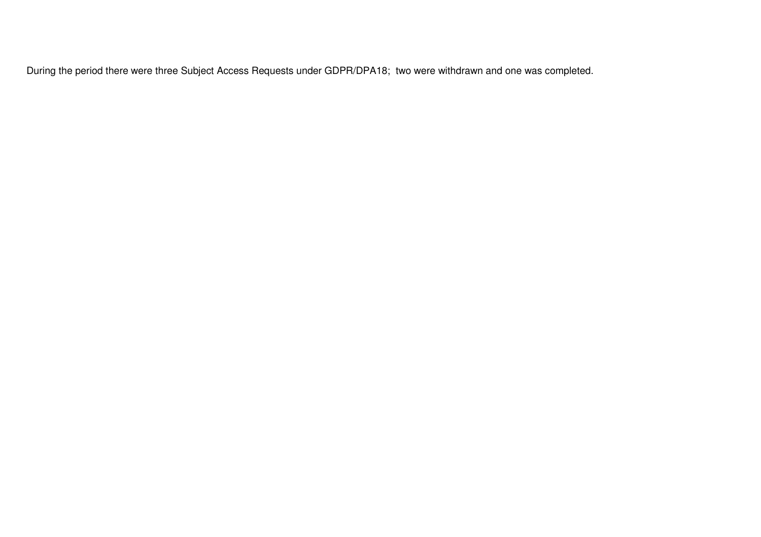During the period there were three Subject Access Requests under GDPR/DPA18;  two were withdrawn and one was completed.